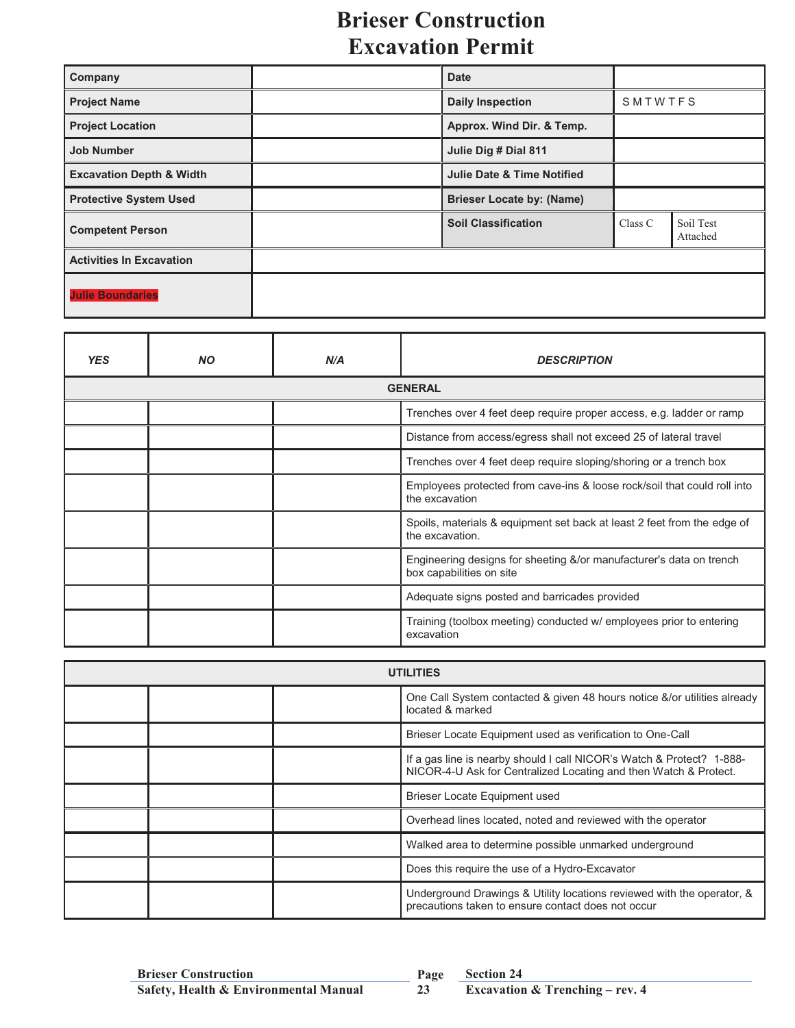# Brieser Construction
# Excavation Permit

| | | | | |
|---|---|---|---|---|
| **Company** | | **Date** | | |
| **Project Name** | | **Daily Inspection** | S M T W T F S | |
| **Project Location** | | **Approx. Wind Dir. & Temp.** | | |
| **Job Number** | | **Julie Dig # Dial 811** | | |
| **Excavation Depth & Width** | | **Julie Date & Time Notified** | | |
| **Protective System Used** | | **Brieser Locate by: (Name)** | | |
| **Competent Person** | | **Soil Classification** | Class C | Soil Test Attached |
| **Activities In Excavation** | | | | |
| **Julie Boundaries** | | | | |

| *YES* | *NO* | *N/A* | *DESCRIPTION* |
|---|---|---|---|
| | | | **GENERAL** |
| | | | Trenches over 4 feet deep require proper access, e.g. ladder or ramp |
| | | | Distance from access/egress shall not exceed 25 of lateral travel |
| | | | Trenches over 4 feet deep require sloping/shoring or a trench box |
| | | | Employees protected from cave-ins & loose rock/soil that could roll into the excavation |
| | | | Spoils, materials & equipment set back at least 2 feet from the edge of the excavation. |
| | | | Engineering designs for sheeting &/or manufacturer's data on trench box capabilities on site |
| | | | Adequate signs posted and barricades provided |
| | | | Training (toolbox meeting) conducted w/ employees prior to entering excavation |

| | | | **UTILITIES** |
|---|---|---|---|
| | | | One Call System contacted & given 48 hours notice &/or utilities already located & marked |
| | | | Brieser Locate Equipment used as verification to One-Call |
| | | | If a gas line is nearby should I call NICOR's Watch & Protect? 1-888-NICOR-4-U Ask for Centralized Locating and then Watch & Protect. |
| | | | Brieser Locate Equipment used |
| | | | Overhead lines located, noted and reviewed with the operator |
| | | | Walked area to determine possible unmarked underground |
| | | | Does this require the use of a Hydro-Excavator |
| | | | Underground Drawings & Utility locations reviewed with the operator, & precautions taken to ensure contact does not occur |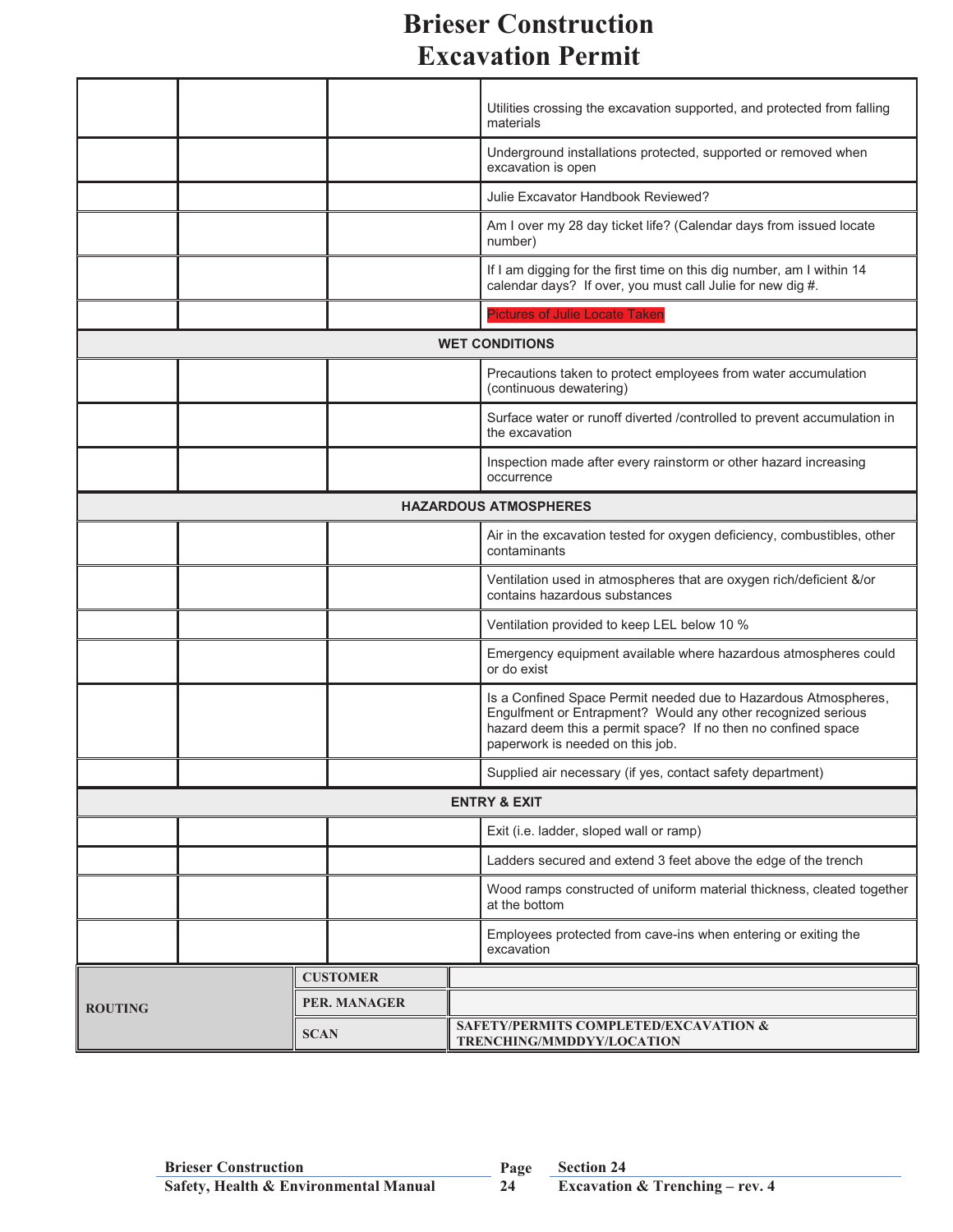# Brieser Construction
# Excavation Permit

| | | | |
|---|---|---|---|
| | | | Utilities crossing the excavation supported, and protected from falling materials |
| | | | Underground installations protected, supported or removed when excavation is open |
| | | | Julie Excavator Handbook Reviewed? |
| | | | Am I over my 28 day ticket life? (Calendar days from issued locate number) |
| | | | If I am digging for the first time on this dig number, am I within 14 calendar days? If over, you must call Julie for new dig #. |
| | | | Pictures of Julie Locate Taken |
| **WET CONDITIONS** | | | |
| | | | Precautions taken to protect employees from water accumulation (continuous dewatering) |
| | | | Surface water or runoff diverted /controlled to prevent accumulation in the excavation |
| | | | Inspection made after every rainstorm or other hazard increasing occurrence |
| **HAZARDOUS ATMOSPHERES** | | | |
| | | | Air in the excavation tested for oxygen deficiency, combustibles, other contaminants |
| | | | Ventilation used in atmospheres that are oxygen rich/deficient &/or contains hazardous substances |
| | | | Ventilation provided to keep LEL below 10 % |
| | | | Emergency equipment available where hazardous atmospheres could or do exist |
| | | | Is a Confined Space Permit needed due to Hazardous Atmospheres, Engulfment or Entrapment? Would any other recognized serious hazard deem this a permit space? If no then no confined space paperwork is needed on this job. |
| | | | Supplied air necessary (if yes, contact safety department) |
| **ENTRY & EXIT** | | | |
| | | | Exit (i.e. ladder, sloped wall or ramp) |
| | | | Ladders secured and extend 3 feet above the edge of the trench |
| | | | Wood ramps constructed of uniform material thickness, cleated together at the bottom |
| | | | Employees protected from cave-ins when entering or exiting the excavation |

| | | |
|---|---|---|
| **ROUTING** | **CUSTOMER** | |
| | **PER. MANAGER** | |
| | **SCAN** | **SAFETY/PERMITS COMPLETED/EXCAVATION & TRENCHING/MMDDYY/LOCATION** |